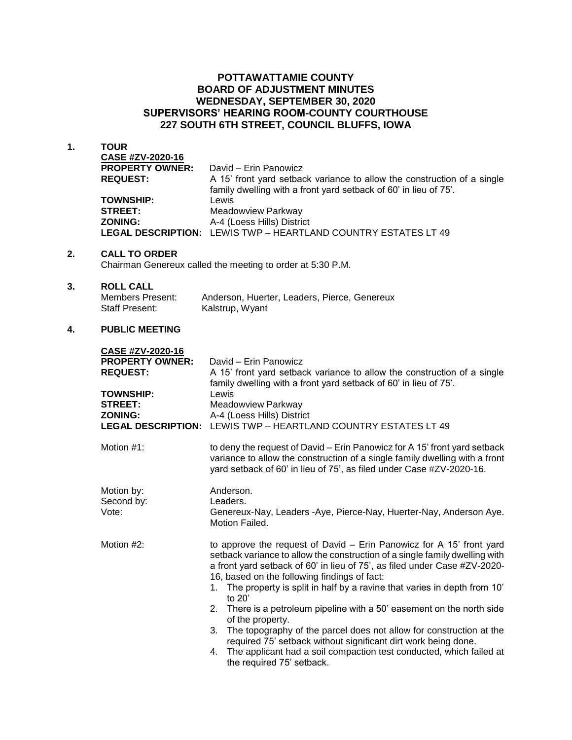# POTTAWATTAMIE COUNTY
# BOARD OF ADJUSTMENT MINUTES
# WEDNESDAY, SEPTEMBER 30, 2020
# SUPERVISORS' HEARING ROOM-COUNTY COURTHOUSE
# 227 SOUTH 6TH STREET, COUNCIL BLUFFS, IOWA

**1. TOUR**

**CASE #ZV-2020-16**

| | |
|---|---|
| **PROPERTY OWNER:** | David – Erin Panowicz |
| **REQUEST:** | A 15' front yard setback variance to allow the construction of a single family dwelling with a front yard setback of 60' in lieu of 75'. |
| **TOWNSHIP:** | Lewis |
| **STREET:** | Meadowview Parkway |
| **ZONING:** | A-4 (Loess Hills) District |
| **LEGAL DESCRIPTION:** | LEWIS TWP – HEARTLAND COUNTRY ESTATES LT 49 |

**2. CALL TO ORDER**

Chairman Genereux called the meeting to order at 5:30 P.M.

**3. ROLL CALL**

| | |
|---|---|
| Members Present: | Anderson, Huerter, Leaders, Pierce, Genereux |
| Staff Present: | Kalstrup, Wyant |

**4. PUBLIC MEETING**

**CASE #ZV-2020-16**

| | |
|---|---|
| **PROPERTY OWNER:** | David – Erin Panowicz |
| **REQUEST:** | A 15' front yard setback variance to allow the construction of a single family dwelling with a front yard setback of 60' in lieu of 75'. |
| **TOWNSHIP:** | Lewis |
| **STREET:** | Meadowview Parkway |
| **ZONING:** | A-4 (Loess Hills) District |
| **LEGAL DESCRIPTION:** | LEWIS TWP – HEARTLAND COUNTRY ESTATES LT 49 |

Motion #1: to deny the request of David – Erin Panowicz for A 15' front yard setback variance to allow the construction of a single family dwelling with a front yard setback of 60' in lieu of 75', as filed under Case #ZV-2020-16.

Motion by: Anderson.
Second by: Leaders.
Vote: Genereux-Nay, Leaders -Aye, Pierce-Nay, Huerter-Nay, Anderson Aye. Motion Failed.

Motion #2: to approve the request of David – Erin Panowicz for A 15' front yard setback variance to allow the construction of a single family dwelling with a front yard setback of 60' in lieu of 75', as filed under Case #ZV-2020-16, based on the following findings of fact:

1. The property is split in half by a ravine that varies in depth from 10' to 20'
2. There is a petroleum pipeline with a 50' easement on the north side of the property.
3. The topography of the parcel does not allow for construction at the required 75' setback without significant dirt work being done.
4. The applicant had a soil compaction test conducted, which failed at the required 75' setback.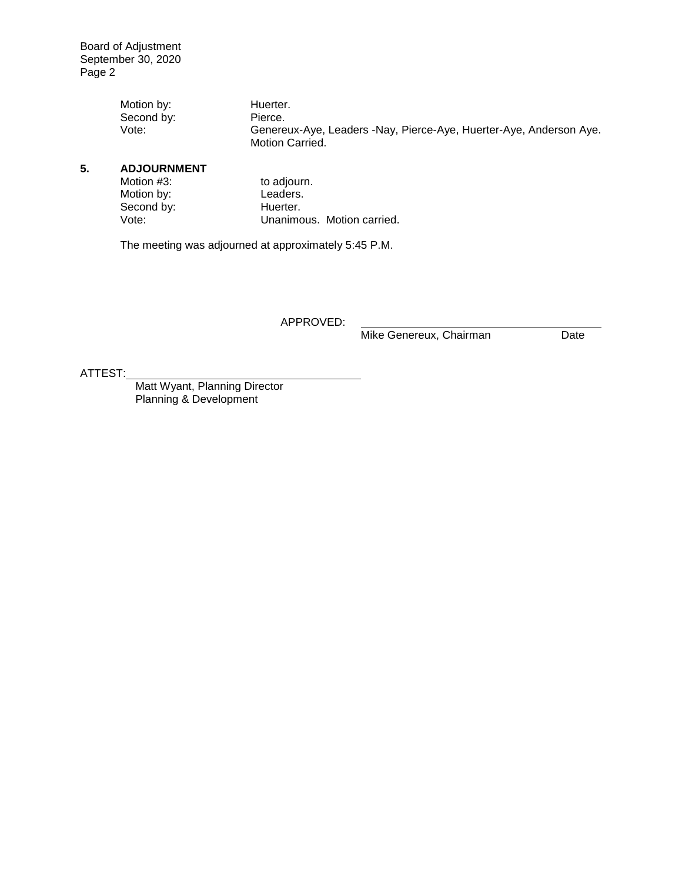Motion by: Huerter.
Second by: Pierce.
Vote: Genereux-Aye, Leaders -Nay, Pierce-Aye, Huerter-Aye, Anderson Aye. Motion Carried.

**5. ADJOURNMENT**

Motion #3: to adjourn.
Motion by: Leaders.
Second by: Huerter.
Vote: Unanimous. Motion carried.

The meeting was adjourned at approximately 5:45 P.M.

APPROVED: ______________________________
Mike Genereux, Chairman Date

ATTEST: ______________________________
Matt Wyant, Planning Director
Planning & Development